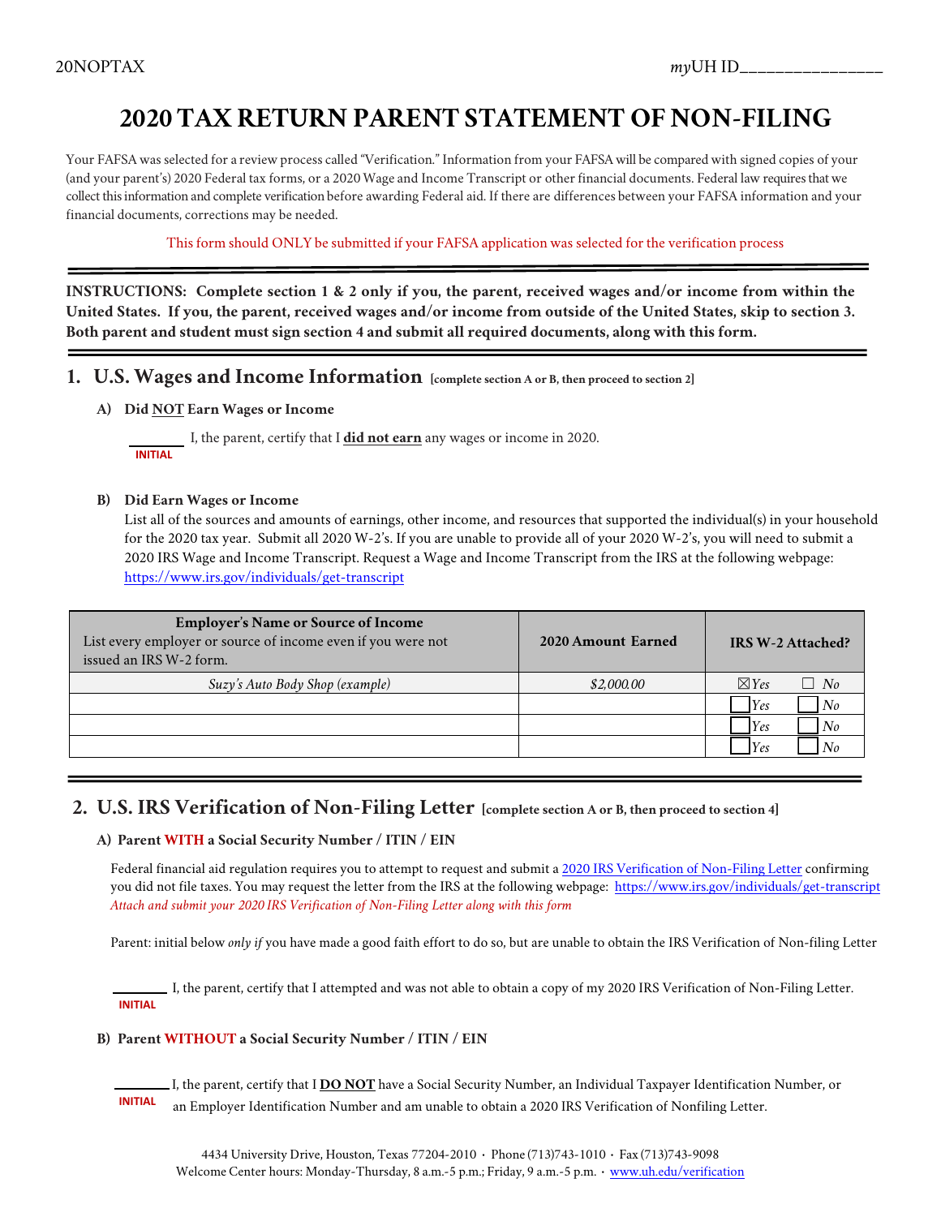20NOPTAX

*my*UH ID________________

# 2020 TAX RETURN PARENT STATEMENT OF NON-FILING

Your FAFSA was selected for a review process called "Verification." Information from your FAFSA will be compared with signed copies of your (and your parent's) 2020 Federal tax forms, or a 2020 Wage and Income Transcript or other financial documents. Federal law requires that we collect this information and complete verification before awarding Federal aid. If there are differences between your FAFSA information and your financial documents, corrections may be needed.

This form should ONLY be submitted if your FAFSA application was selected for the verification process

**INSTRUCTIONS: Complete section 1 & 2 only if you, the parent, received wages and/or income from within the United States. If you, the parent, received wages and/or income from outside of the United States, skip to section 3. Both parent and student must sign section 4 and submit all required documents, along with this form.**

## 1. U.S. Wages and Income Information **[complete section A or B, then proceed to section 2]**

### A) Did NOT Earn Wages or Income

________ I, the parent, certify that I **did not earn** any wages or income in 2020.
INITIAL

### B) Did Earn Wages or Income

List all of the sources and amounts of earnings, other income, and resources that supported the individual(s) in your household for the 2020 tax year. Submit all 2020 W-2's. If you are unable to provide all of your 2020 W-2's, you will need to submit a 2020 IRS Wage and Income Transcript. Request a Wage and Income Transcript from the IRS at the following webpage: https://www.irs.gov/individuals/get-transcript

| **Employer's Name or Source of Income** List every employer or source of income even if you were not issued an IRS W-2 form. | **2020 Amount Earned** | **IRS W-2 Attached?** |
|---|---|---|
| *Suzy's Auto Body Shop (example)* | *$2,000.00* | ☒ *Yes* ☐ *No* |
| | | ☐ *Yes* ☐ *No* |
| | | ☐ *Yes* ☐ *No* |
| | | ☐ *Yes* ☐ *No* |

## 2. U.S. IRS Verification of Non-Filing Letter **[complete section A or B, then proceed to section 4]**

### A) Parent WITH a Social Security Number / ITIN / EIN

Federal financial aid regulation requires you to attempt to request and submit a 2020 IRS Verification of Non-Filing Letter confirming you did not file taxes. You may request the letter from the IRS at the following webpage: https://www.irs.gov/individuals/get-transcript
*Attach and submit your 2020 IRS Verification of Non-Filing Letter along with this form*

Parent: initial below *only if* you have made a good faith effort to do so, but are unable to obtain the IRS Verification of Non-filing Letter

________ I, the parent, certify that I attempted and was not able to obtain a copy of my 2020 IRS Verification of Non-Filing Letter.
INITIAL

### B) Parent WITHOUT a Social Security Number / ITIN / EIN

________ I, the parent, certify that I **DO NOT** have a Social Security Number, an Individual Taxpayer Identification Number, or an Employer Identification Number and am unable to obtain a 2020 IRS Verification of Nonfiling Letter.
INITIAL

4434 University Drive, Houston, Texas 77204-2010 • Phone (713)743-1010 • Fax (713)743-9098
Welcome Center hours: Monday-Thursday, 8 a.m.-5 p.m.; Friday, 9 a.m.-5 p.m. • www.uh.edu/verification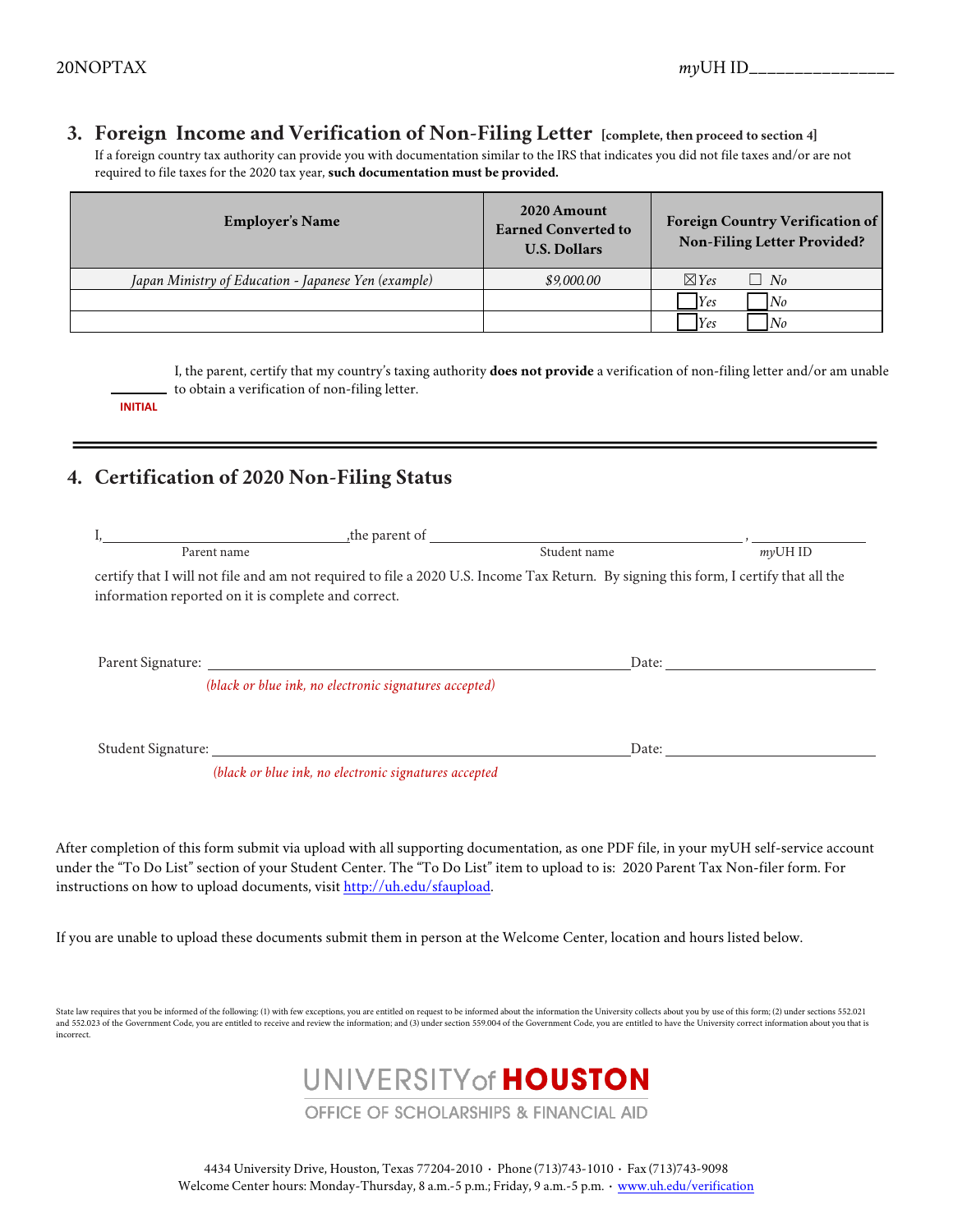20NOPTAX

*my*UH ID________________

## 3. Foreign Income and Verification of Non-Filing Letter [complete, then proceed to section 4]

If a foreign country tax authority can provide you with documentation similar to the IRS that indicates you did not file taxes and/or are not required to file taxes for the 2020 tax year, **such documentation must be provided.**

| Employer's Name | 2020 Amount Earned Converted to U.S. Dollars | Foreign Country Verification of Non-Filing Letter Provided? |
|---|---|---|
| *Japan Ministry of Education - Japanese Yen (example)* | *$9,000.00* | ☒ *Yes* ☐ *No* |
| | | ☐ *Yes* ☐ *No* |
| | | ☐ *Yes* ☐ *No* |

_______ I, the parent, certify that my country's taxing authority **does not provide** a verification of non-filing letter and/or am unable to obtain a verification of non-filing letter.
INITIAL

## 4. Certification of 2020 Non-Filing Status

I, ______________________________ ,the parent of ______________________________ , ______________
Parent name Student name *my*UH ID

certify that I will not file and am not required to file a 2020 U.S. Income Tax Return. By signing this form, I certify that all the information reported on it is complete and correct.

Parent Signature: ______________________________ Date: ______________
*(black or blue ink, no electronic signatures accepted)*

Student Signature: ______________________________ Date: ______________
*(black or blue ink, no electronic signatures accepted*

After completion of this form submit via upload with all supporting documentation, as one PDF file, in your myUH self-service account under the "To Do List" section of your Student Center. The "To Do List" item to upload to is: 2020 Parent Tax Non-filer form. For instructions on how to upload documents, visit http://uh.edu/sfaupload.

If you are unable to upload these documents submit them in person at the Welcome Center, location and hours listed below.

State law requires that you be informed of the following: (1) with few exceptions, you are entitled on request to be informed about the information the University collects about you by use of this form; (2) under sections 552.021 and 552.023 of the Government Code, you are entitled to receive and review the information; and (3) under section 559.004 of the Government Code, you are entitled to have the University correct information about you that is incorrect.

UNIVERSITY of HOUSTON
OFFICE OF SCHOLARSHIPS & FINANCIAL AID

4434 University Drive, Houston, Texas 77204-2010 · Phone (713)743-1010 · Fax (713)743-9098
Welcome Center hours: Monday-Thursday, 8 a.m.-5 p.m.; Friday, 9 a.m.-5 p.m. · www.uh.edu/verification